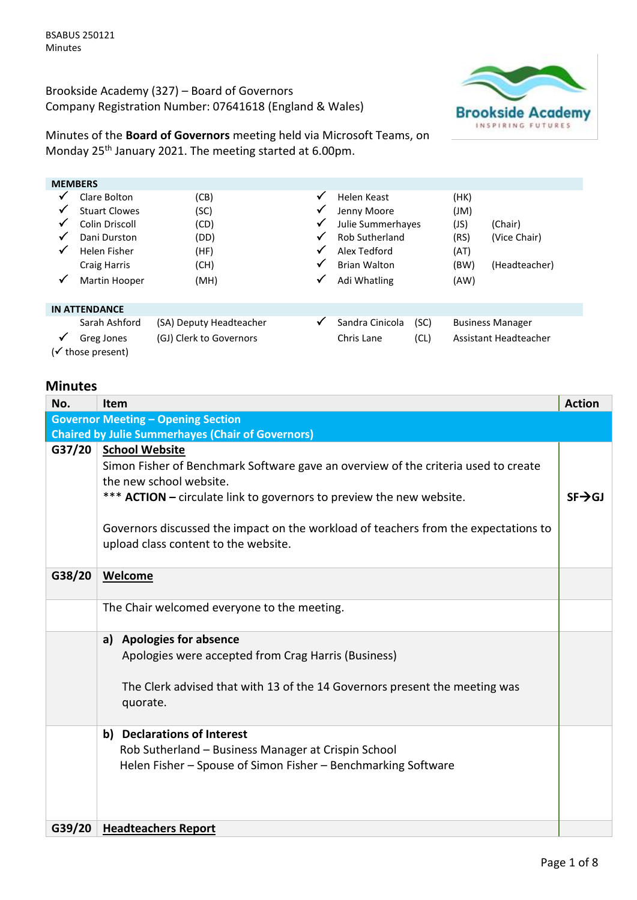BSABUS 250121
Minutes

Brookside Academy (327) – Board of Governors
Company Registration Number: 07641618 (England & Wales)

Minutes of the **Board of Governors** meeting held via Microsoft Teams, on Monday 25th January 2021. The meeting started at 6.00pm.

**MEMBERS**

| | Name | | | | Name | | |
|---|---|---|---|---|---|---|---|
| ✓ | Clare Bolton | (CB) | | ✓ | Helen Keast | (HK) | |
| ✓ | Stuart Clowes | (SC) | | ✓ | Jenny Moore | (JM) | |
| ✓ | Colin Driscoll | (CD) | | ✓ | Julie Summerhayes | (JS) | (Chair) |
| ✓ | Dani Durston | (DD) | | ✓ | Rob Sutherland | (RS) | (Vice Chair) |
| ✓ | Helen Fisher | (HF) | | ✓ | Alex Tedford | (AT) | |
| | Craig Harris | (CH) | | ✓ | Brian Walton | (BW) | (Headteacher) |
| ✓ | Martin Hooper | (MH) | | ✓ | Adi Whatling | (AW) | |

**IN ATTENDANCE**

| | Name | Role | | Name | | Role |
|---|---|---|---|---|---|---|
| | Sarah Ashford | (SA) Deputy Headteacher | ✓ | Sandra Cinicola | (SC) | Business Manager |
| ✓ | Greg Jones | (GJ) Clerk to Governors | | Chris Lane | (CL) | Assistant Headteacher |

(✓ those present)

## Minutes

| No. | Item | Action |
|---|---|---|
| | **Governor Meeting – Opening Section**<br>**Chaired by Julie Summerhayes (Chair of Governors)** | |
| G37/20 | **School Website**<br>Simon Fisher of Benchmark Software gave an overview of the criteria used to create the new school website.<br>*** **ACTION –** circulate link to governors to preview the new website.<br><br>Governors discussed the impact on the workload of teachers from the expectations to upload class content to the website. | **SF→GJ** |
| G38/20 | **Welcome** | |
| | The Chair welcomed everyone to the meeting. | |
| | **a) Apologies for absence**<br>Apologies were accepted from Crag Harris (Business)<br><br>The Clerk advised that with 13 of the 14 Governors present the meeting was quorate. | |
| | **b) Declarations of Interest**<br>Rob Sutherland – Business Manager at Crispin School<br>Helen Fisher – Spouse of Simon Fisher – Benchmarking Software | |
| G39/20 | **Headteachers Report** | |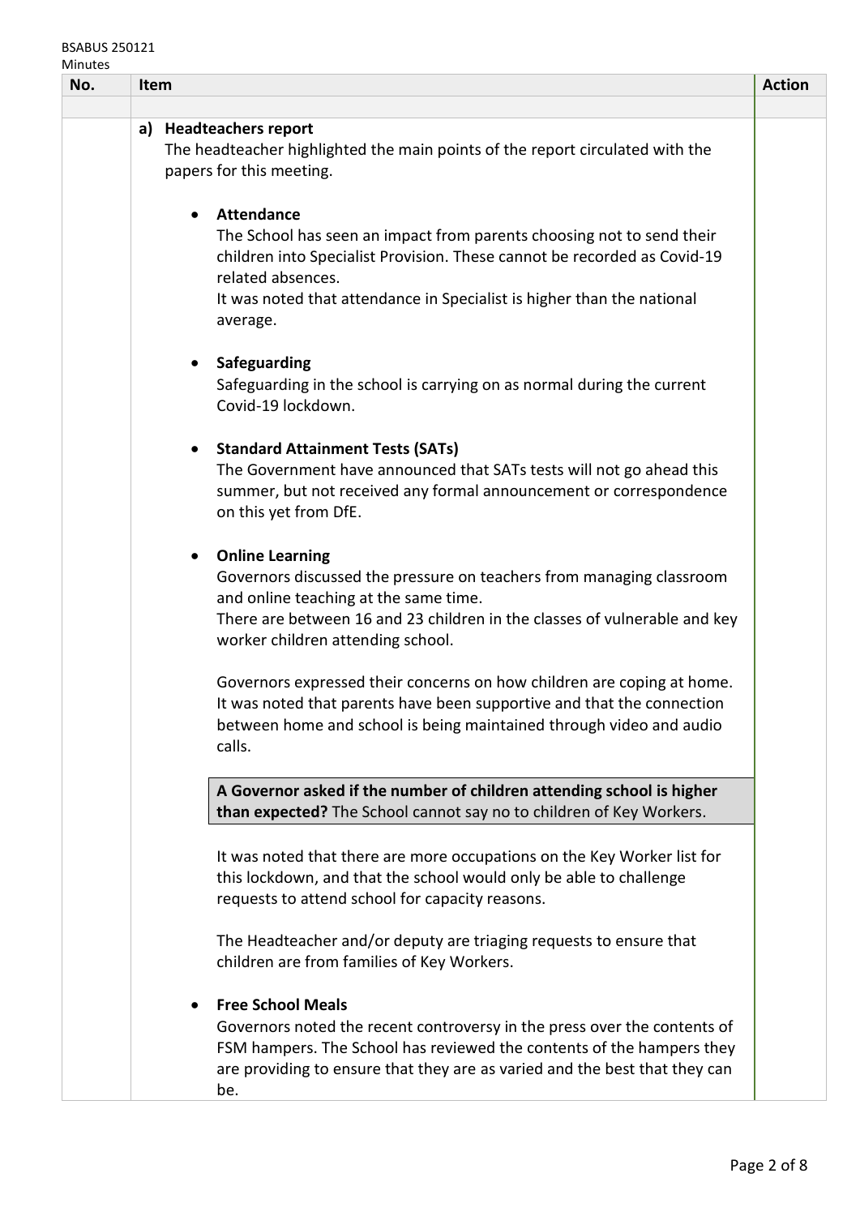| No. | Item | Action |
|---|---|---|
| | | |

**a) Headteachers report**

The headteacher highlighted the main points of the report circulated with the papers for this meeting.

- **Attendance**
  The School has seen an impact from parents choosing not to send their children into Specialist Provision. These cannot be recorded as Covid-19 related absences.
  It was noted that attendance in Specialist is higher than the national average.

- **Safeguarding**
  Safeguarding in the school is carrying on as normal during the current Covid-19 lockdown.

- **Standard Attainment Tests (SATs)**
  The Government have announced that SATs tests will not go ahead this summer, but not received any formal announcement or correspondence on this yet from DfE.

- **Online Learning**
  Governors discussed the pressure on teachers from managing classroom and online teaching at the same time.
  There are between 16 and 23 children in the classes of vulnerable and key worker children attending school.

  Governors expressed their concerns on how children are coping at home. It was noted that parents have been supportive and that the connection between home and school is being maintained through video and audio calls.

  **A Governor asked if the number of children attending school is higher than expected?** The School cannot say no to children of Key Workers.

  It was noted that there are more occupations on the Key Worker list for this lockdown, and that the school would only be able to challenge requests to attend school for capacity reasons.

  The Headteacher and/or deputy are triaging requests to ensure that children are from families of Key Workers.

- **Free School Meals**
  Governors noted the recent controversy in the press over the contents of FSM hampers. The School has reviewed the contents of the hampers they are providing to ensure that they are as varied and the best that they can be.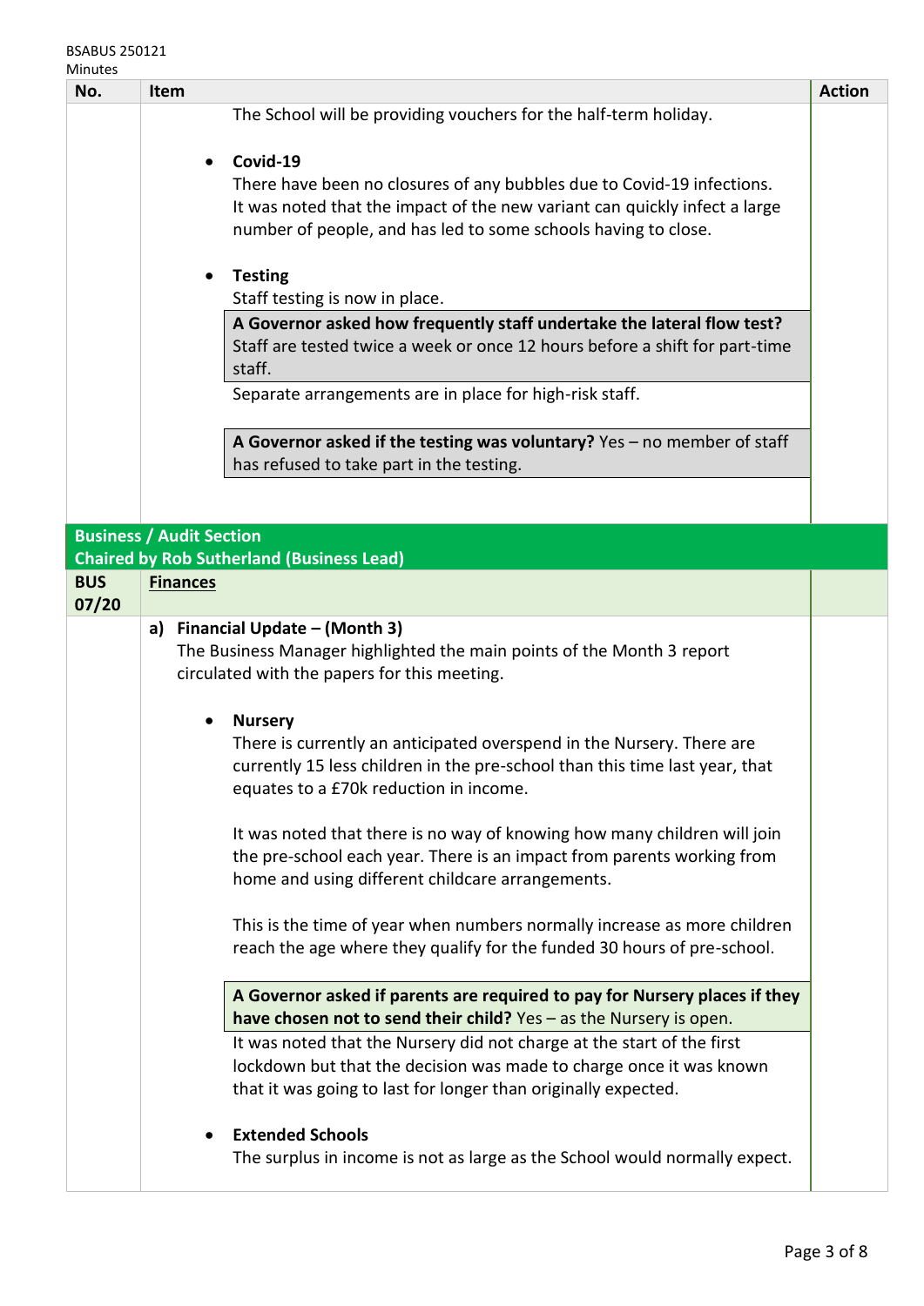| No. | Item | Action |
|---|---|---|
| | The School will be providing vouchers for the half-term holiday.<br><br>• **Covid-19**<br>There have been no closures of any bubbles due to Covid-19 infections. It was noted that the impact of the new variant can quickly infect a large number of people, and has led to some schools having to close.<br><br>• **Testing**<br>Staff testing is now in place.<br>**A Governor asked how frequently staff undertake the lateral flow test?** Staff are tested twice a week or once 12 hours before a shift for part-time staff.<br>Separate arrangements are in place for high-risk staff.<br><br>**A Governor asked if the testing was voluntary?** Yes – no member of staff has refused to take part in the testing. | |
| **Business / Audit Section**<br>**Chaired by Rob Sutherland (Business Lead)** | | |
| **BUS 07/20** | **Finances** | |
| | **a) Financial Update – (Month 3)**<br>The Business Manager highlighted the main points of the Month 3 report circulated with the papers for this meeting.<br><br>• **Nursery**<br>There is currently an anticipated overspend in the Nursery. There are currently 15 less children in the pre-school than this time last year, that equates to a £70k reduction in income.<br><br>It was noted that there is no way of knowing how many children will join the pre-school each year. There is an impact from parents working from home and using different childcare arrangements.<br><br>This is the time of year when numbers normally increase as more children reach the age where they qualify for the funded 30 hours of pre-school.<br><br>**A Governor asked if parents are required to pay for Nursery places if they have chosen not to send their child?** Yes – as the Nursery is open.<br>It was noted that the Nursery did not charge at the start of the first lockdown but that the decision was made to charge once it was known that it was going to last for longer than originally expected.<br><br>• **Extended Schools**<br>The surplus in income is not as large as the School would normally expect. | |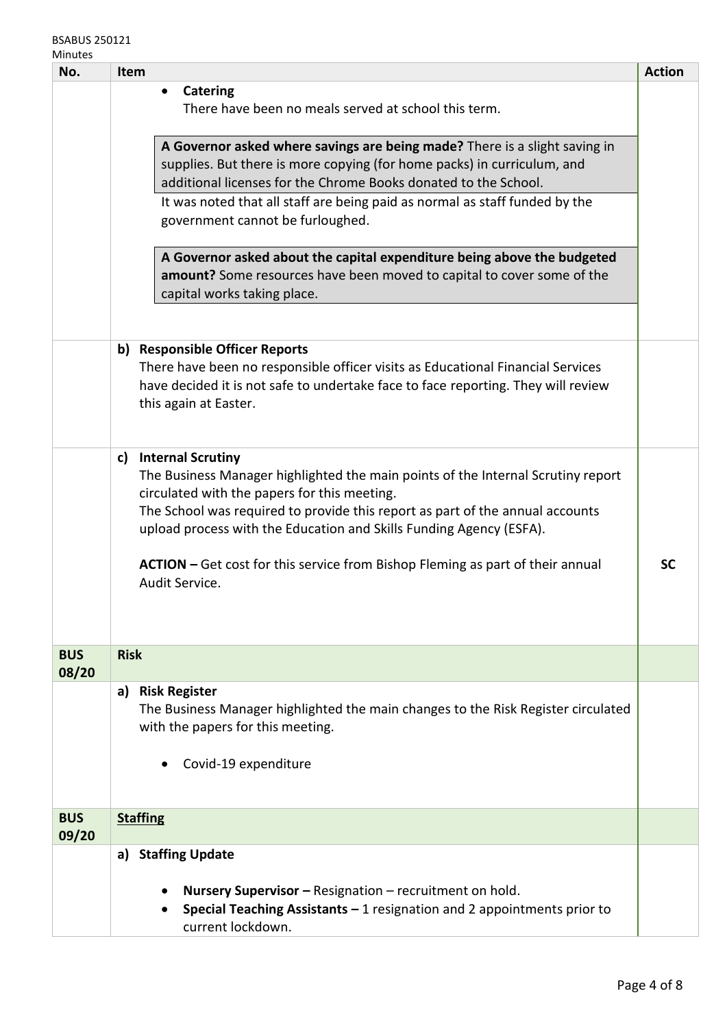| No. | Item | Action |
|---|---|---|
| | • **Catering**<br>There have been no meals served at school this term.<br><br>**A Governor asked where savings are being made?** There is a slight saving in supplies. But there is more copying (for home packs) in curriculum, and additional licenses for the Chrome Books donated to the School.<br>It was noted that all staff are being paid as normal as staff funded by the government cannot be furloughed.<br><br>**A Governor asked about the capital expenditure being above the budgeted amount?** Some resources have been moved to capital to cover some of the capital works taking place. | |
| | **b) Responsible Officer Reports**<br>There have been no responsible officer visits as Educational Financial Services have decided it is not safe to undertake face to face reporting. They will review this again at Easter. | |
| | **c) Internal Scrutiny**<br>The Business Manager highlighted the main points of the Internal Scrutiny report circulated with the papers for this meeting.<br>The School was required to provide this report as part of the annual accounts upload process with the Education and Skills Funding Agency (ESFA).<br><br>**ACTION –** Get cost for this service from Bishop Fleming as part of their annual Audit Service. | **SC** |
| **BUS 08/20** | **Risk** | |
| | **a) Risk Register**<br>The Business Manager highlighted the main changes to the Risk Register circulated with the papers for this meeting.<br><br>• Covid-19 expenditure | |
| **BUS 09/20** | **Staffing** | |
| | **a) Staffing Update**<br><br>• **Nursery Supervisor –** Resignation – recruitment on hold.<br>• **Special Teaching Assistants –** 1 resignation and 2 appointments prior to current lockdown. | |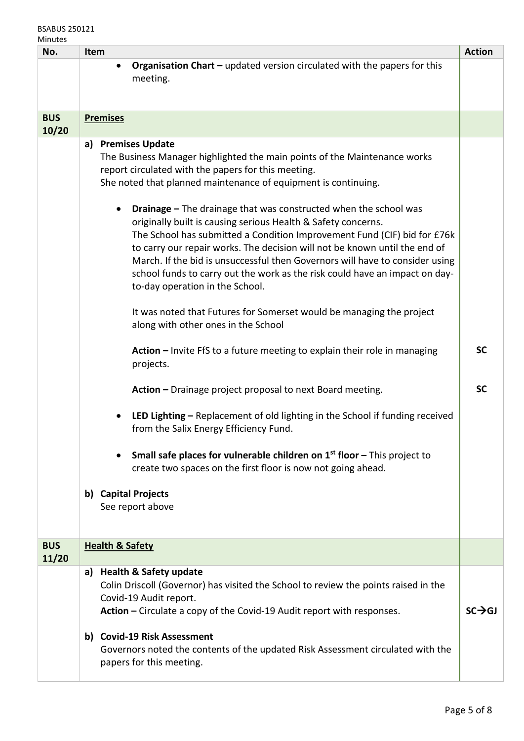| No. | Item | Action |
|---|---|---|
| | • **Organisation Chart –** updated version circulated with the papers for this meeting. | |
| **BUS 10/20** | **Premises** | |
| | **a) Premises Update**<br>The Business Manager highlighted the main points of the Maintenance works report circulated with the papers for this meeting.<br>She noted that planned maintenance of equipment is continuing.<br><br>• **Drainage –** The drainage that was constructed when the school was originally built is causing serious Health & Safety concerns.<br>The School has submitted a Condition Improvement Fund (CIF) bid for £76k to carry our repair works. The decision will not be known until the end of March. If the bid is unsuccessful then Governors will have to consider using school funds to carry out the work as the risk could have an impact on day-to-day operation in the School.<br><br>It was noted that Futures for Somerset would be managing the project along with other ones in the School<br><br>**Action –** Invite FfS to a future meeting to explain their role in managing projects. | **SC** |
| | **Action –** Drainage project proposal to next Board meeting. | **SC** |
| | • **LED Lighting –** Replacement of old lighting in the School if funding received from the Salix Energy Efficiency Fund.<br><br>• **Small safe places for vulnerable children on 1st floor –** This project to create two spaces on the first floor is now not going ahead.<br><br>**b) Capital Projects**<br>See report above | |
| **BUS 11/20** | **Health & Safety** | |
| | **a) Health & Safety update**<br>Colin Driscoll (Governor) has visited the School to review the points raised in the Covid-19 Audit report.<br>**Action –** Circulate a copy of the Covid-19 Audit report with responses. | **SC→GJ** |
| | **b) Covid-19 Risk Assessment**<br>Governors noted the contents of the updated Risk Assessment circulated with the papers for this meeting. | |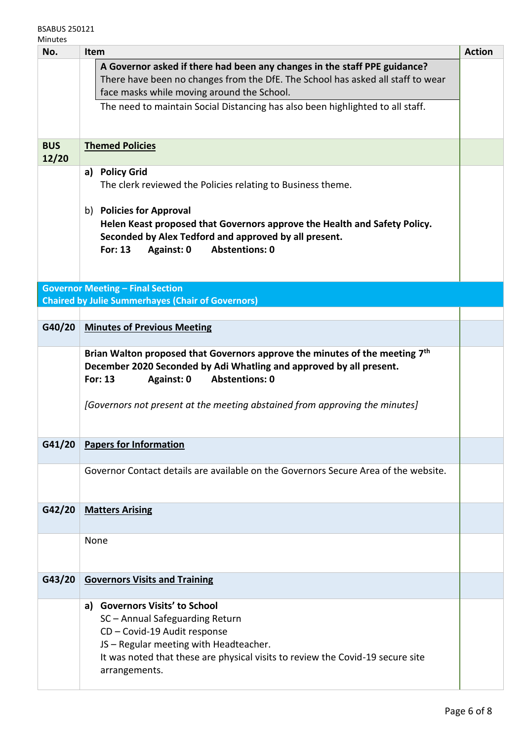| No. | Item | Action |
|---|---|---|
| | **A Governor asked if there had been any changes in the staff PPE guidance?** There have been no changes from the DfE. The School has asked all staff to wear face masks while moving around the School. The need to maintain Social Distancing has also been highlighted to all staff. | |
| **BUS 12/20** | **Themed Policies** | |
| | **a) Policy Grid** The clerk reviewed the Policies relating to Business theme. b) **Policies for Approval** **Helen Keast proposed that Governors approve the Health and Safety Policy. Seconded by Alex Tedford and approved by all present.** **For: 13 Against: 0 Abstentions: 0** | |
| **Governor Meeting – Final Section Chaired by Julie Summerhayes (Chair of Governors)** | | |
| **G40/20** | **Minutes of Previous Meeting** | |
| | **Brian Walton proposed that Governors approve the minutes of the meeting 7th December 2020 Seconded by Adi Whatling and approved by all present.** **For: 13 Against: 0 Abstentions: 0** *[Governors not present at the meeting abstained from approving the minutes]* | |
| **G41/20** | **Papers for Information** | |
| | Governor Contact details are available on the Governors Secure Area of the website. | |
| **G42/20** | **Matters Arising** | |
| | None | |
| **G43/20** | **Governors Visits and Training** | |
| | **a) Governors Visits' to School** SC – Annual Safeguarding Return CD – Covid-19 Audit response JS – Regular meeting with Headteacher. It was noted that these are physical visits to review the Covid-19 secure site arrangements. | |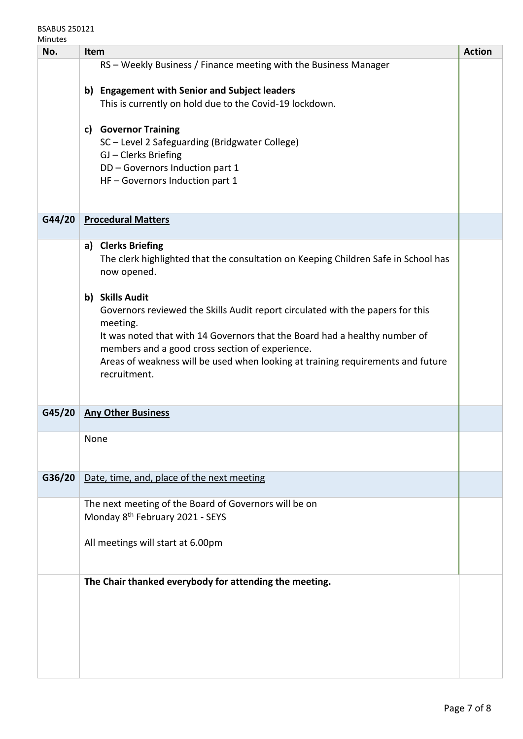| No. | Item | Action |
|---|---|---|
| | RS – Weekly Business / Finance meeting with the Business Manager<br><br>**b) Engagement with Senior and Subject leaders**<br>This is currently on hold due to the Covid-19 lockdown.<br><br>**c) Governor Training**<br>SC – Level 2 Safeguarding (Bridgwater College)<br>GJ – Clerks Briefing<br>DD – Governors Induction part 1<br>HF – Governors Induction part 1 | |
| **G44/20** | **Procedural Matters** | |
| | **a) Clerks Briefing**<br>The clerk highlighted that the consultation on Keeping Children Safe in School has now opened.<br><br>**b) Skills Audit**<br>Governors reviewed the Skills Audit report circulated with the papers for this meeting.<br>It was noted that with 14 Governors that the Board had a healthy number of members and a good cross section of experience.<br>Areas of weakness will be used when looking at training requirements and future recruitment. | |
| **G45/20** | **Any Other Business** | |
| | None | |
| **G36/20** | Date, time, and, place of the next meeting | |
| | The next meeting of the Board of Governors will be on<br>Monday 8th February 2021 - SEYS<br><br>All meetings will start at 6.00pm | |
| | **The Chair thanked everybody for attending the meeting.** | |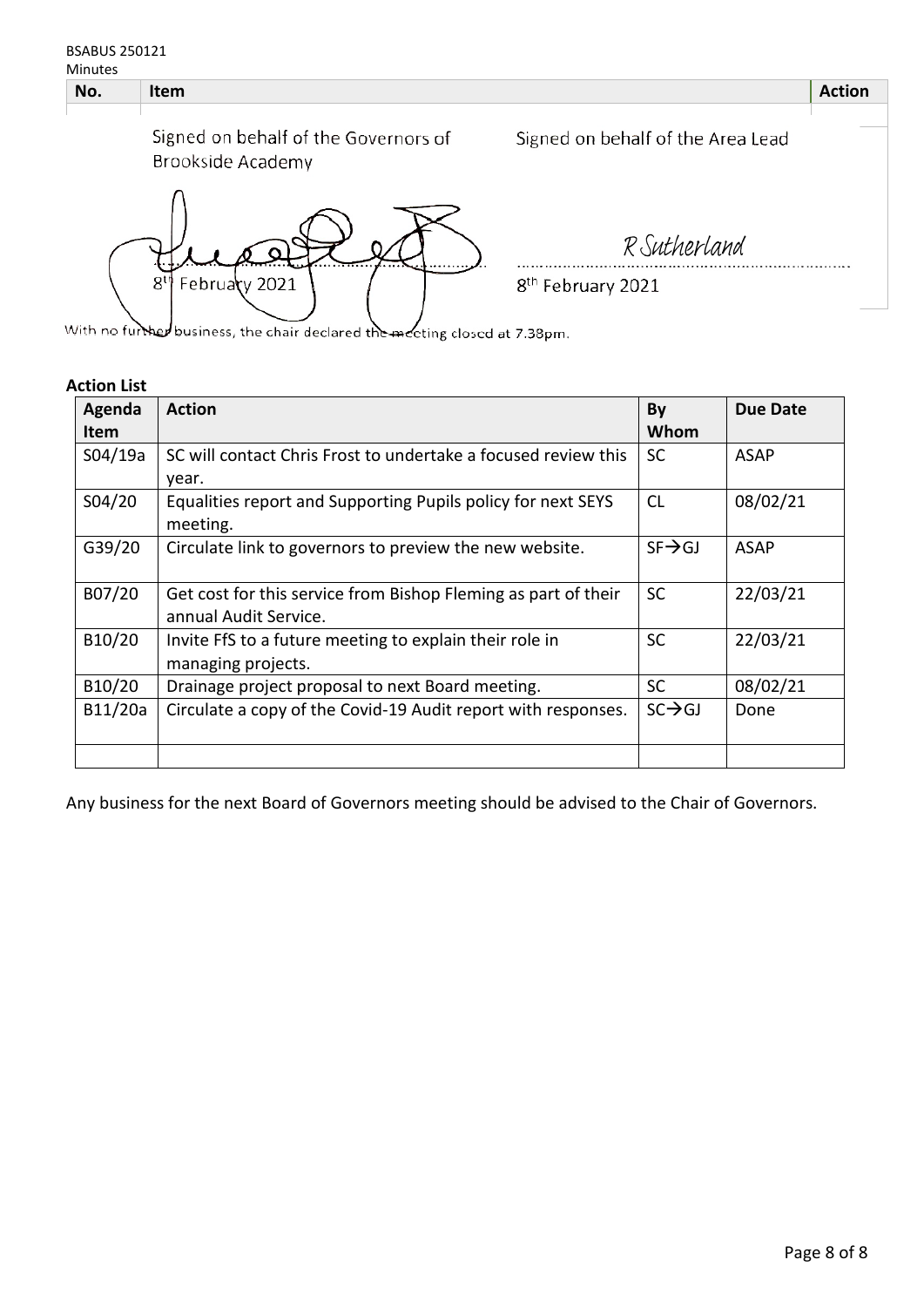| No. | Item | Action |
|---|---|---|
| | Signed on behalf of the Governors of Brookside Academy<br><br>8th February 2021 | Signed on behalf of the Area Lead<br><br>R Sutherland<br><br>8th February 2021 |

With no further business, the chair declared the meeting closed at 7.38pm.

**Action List**

| Agenda Item | Action | By Whom | Due Date |
|---|---|---|---|
| S04/19a | SC will contact Chris Frost to undertake a focused review this year. | SC | ASAP |
| S04/20 | Equalities report and Supporting Pupils policy for next SEYS meeting. | CL | 08/02/21 |
| G39/20 | Circulate link to governors to preview the new website. | SF→GJ | ASAP |
| B07/20 | Get cost for this service from Bishop Fleming as part of their annual Audit Service. | SC | 22/03/21 |
| B10/20 | Invite FfS to a future meeting to explain their role in managing projects. | SC | 22/03/21 |
| B10/20 | Drainage project proposal to next Board meeting. | SC | 08/02/21 |
| B11/20a | Circulate a copy of the Covid-19 Audit report with responses. | SC→GJ | Done |
| | | | |

Any business for the next Board of Governors meeting should be advised to the Chair of Governors.